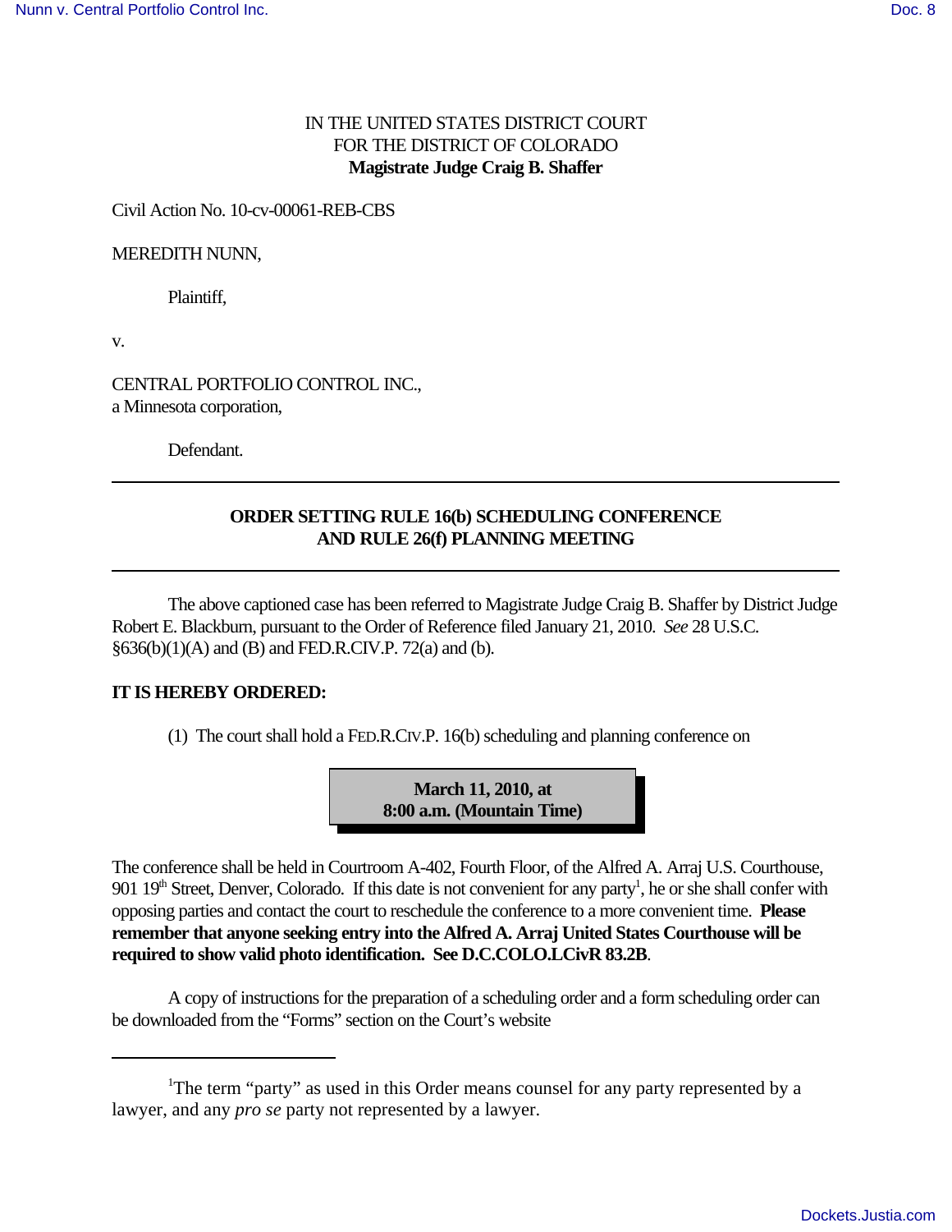IN THE UNITED STATES DISTRICT COURT
FOR THE DISTRICT OF COLORADO
**Magistrate Judge Craig B. Shaffer**

Civil Action No. 10-cv-00061-REB-CBS

MEREDITH NUNN,

Plaintiff,

v.

CENTRAL PORTFOLIO CONTROL INC.,
a Minnesota corporation,

Defendant.

---

## ORDER SETTING RULE 16(b) SCHEDULING CONFERENCE AND RULE 26(f) PLANNING MEETING

---

The above captioned case has been referred to Magistrate Judge Craig B. Shaffer by District Judge Robert E. Blackburn, pursuant to the Order of Reference filed January 21, 2010. *See* 28 U.S.C. §636(b)(1)(A) and (B) and FED.R.CIV.P. 72(a) and (b).

**IT IS HEREBY ORDERED:**

(1) The court shall hold a FED.R.CIV.P. 16(b) scheduling and planning conference on

**March 11, 2010, at
8:00 a.m. (Mountain Time)**

The conference shall be held in Courtroom A-402, Fourth Floor, of the Alfred A. Arraj U.S. Courthouse, 901 19th Street, Denver, Colorado. If this date is not convenient for any party[1], he or she shall confer with opposing parties and contact the court to reschedule the conference to a more convenient time. **Please remember that anyone seeking entry into the Alfred A. Arraj United States Courthouse will be required to show valid photo identification. See D.C.COLO.LCivR 83.2B**.

A copy of instructions for the preparation of a scheduling order and a form scheduling order can be downloaded from the "Forms" section on the Court's website

---

[1]The term "party" as used in this Order means counsel for any party represented by a lawyer, and any *pro se* party not represented by a lawyer.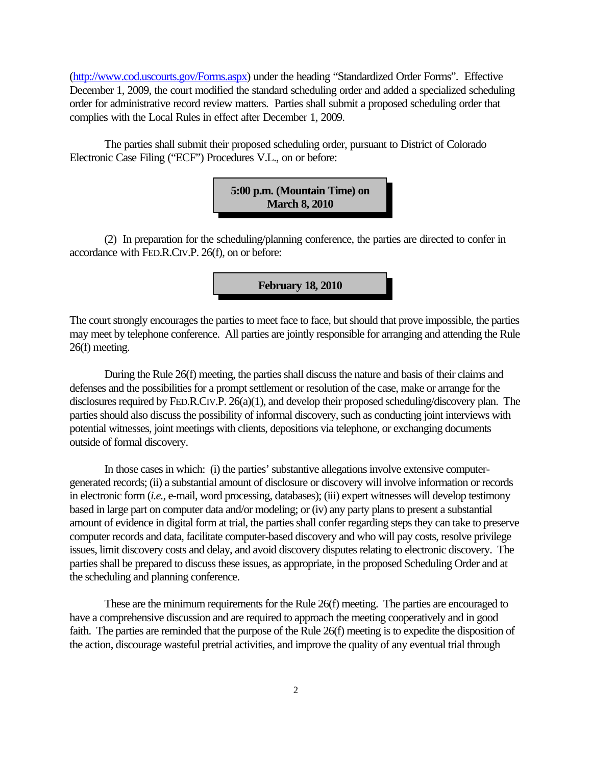(http://www.cod.uscourts.gov/Forms.aspx) under the heading "Standardized Order Forms". Effective December 1, 2009, the court modified the standard scheduling order and added a specialized scheduling order for administrative record review matters. Parties shall submit a proposed scheduling order that complies with the Local Rules in effect after December 1, 2009.

The parties shall submit their proposed scheduling order, pursuant to District of Colorado Electronic Case Filing ("ECF") Procedures V.L., on or before:

**5:00 p.m. (Mountain Time) on March 8, 2010**

(2) In preparation for the scheduling/planning conference, the parties are directed to confer in accordance with FED.R.CIV.P. 26(f), on or before:

**February 18, 2010**

The court strongly encourages the parties to meet face to face, but should that prove impossible, the parties may meet by telephone conference. All parties are jointly responsible for arranging and attending the Rule 26(f) meeting.

During the Rule 26(f) meeting, the parties shall discuss the nature and basis of their claims and defenses and the possibilities for a prompt settlement or resolution of the case, make or arrange for the disclosures required by FED.R.CIV.P. 26(a)(1), and develop their proposed scheduling/discovery plan. The parties should also discuss the possibility of informal discovery, such as conducting joint interviews with potential witnesses, joint meetings with clients, depositions via telephone, or exchanging documents outside of formal discovery.

In those cases in which: (i) the parties' substantive allegations involve extensive computer-generated records; (ii) a substantial amount of disclosure or discovery will involve information or records in electronic form (*i.e.*, e-mail, word processing, databases); (iii) expert witnesses will develop testimony based in large part on computer data and/or modeling; or (iv) any party plans to present a substantial amount of evidence in digital form at trial, the parties shall confer regarding steps they can take to preserve computer records and data, facilitate computer-based discovery and who will pay costs, resolve privilege issues, limit discovery costs and delay, and avoid discovery disputes relating to electronic discovery. The parties shall be prepared to discuss these issues, as appropriate, in the proposed Scheduling Order and at the scheduling and planning conference.

These are the minimum requirements for the Rule 26(f) meeting. The parties are encouraged to have a comprehensive discussion and are required to approach the meeting cooperatively and in good faith. The parties are reminded that the purpose of the Rule 26(f) meeting is to expedite the disposition of the action, discourage wasteful pretrial activities, and improve the quality of any eventual trial through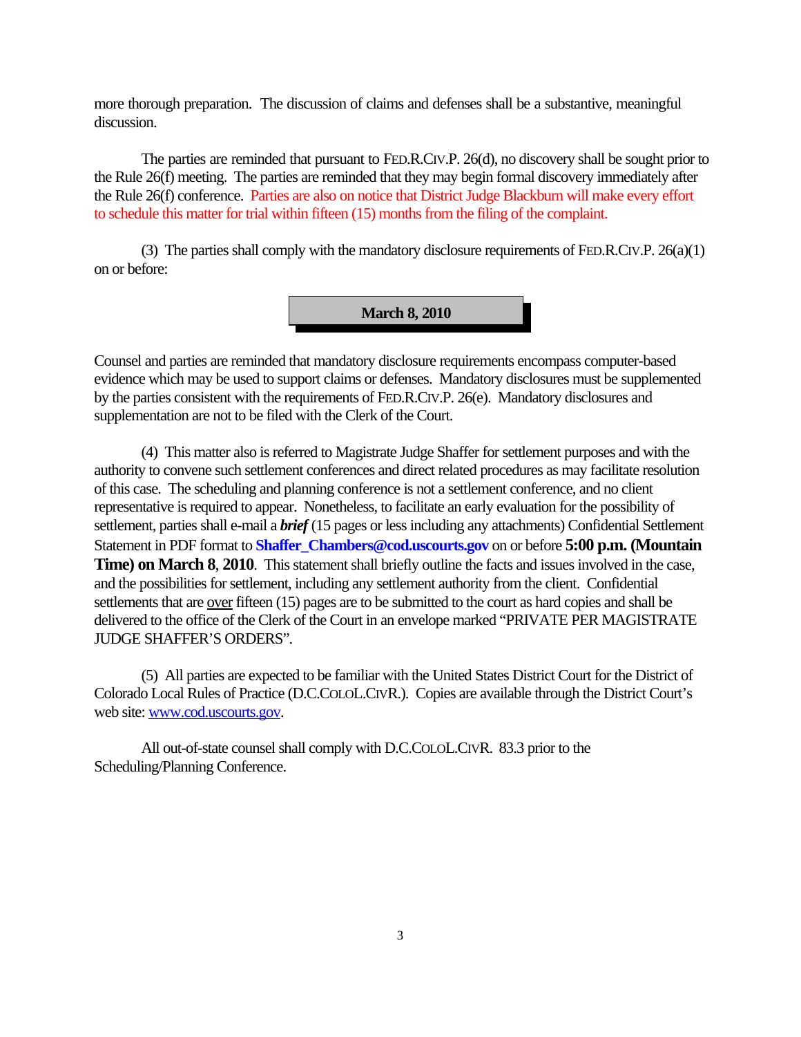more thorough preparation. The discussion of claims and defenses shall be a substantive, meaningful discussion.

The parties are reminded that pursuant to FED.R.CIV.P. 26(d), no discovery shall be sought prior to the Rule 26(f) meeting. The parties are reminded that they may begin formal discovery immediately after the Rule 26(f) conference. Parties are also on notice that District Judge Blackburn will make every effort to schedule this matter for trial within fifteen (15) months from the filing of the complaint.

(3) The parties shall comply with the mandatory disclosure requirements of FED.R.CIV.P. 26(a)(1) on or before:

**March 8, 2010**

Counsel and parties are reminded that mandatory disclosure requirements encompass computer-based evidence which may be used to support claims or defenses. Mandatory disclosures must be supplemented by the parties consistent with the requirements of FED.R.CIV.P. 26(e). Mandatory disclosures and supplementation are not to be filed with the Clerk of the Court.

(4) This matter also is referred to Magistrate Judge Shaffer for settlement purposes and with the authority to convene such settlement conferences and direct related procedures as may facilitate resolution of this case. The scheduling and planning conference is not a settlement conference, and no client representative is required to appear. Nonetheless, to facilitate an early evaluation for the possibility of settlement, parties shall e-mail a ***brief*** (15 pages or less including any attachments) Confidential Settlement Statement in PDF format to **Shaffer_Chambers@cod.uscourts.gov** on or before **5:00 p.m. (Mountain Time) on March 8, 2010**. This statement shall briefly outline the facts and issues involved in the case, and the possibilities for settlement, including any settlement authority from the client. Confidential settlements that are over fifteen (15) pages are to be submitted to the court as hard copies and shall be delivered to the office of the Clerk of the Court in an envelope marked "PRIVATE PER MAGISTRATE JUDGE SHAFFER'S ORDERS".

(5) All parties are expected to be familiar with the United States District Court for the District of Colorado Local Rules of Practice (D.C.COLO.L.CIVR.). Copies are available through the District Court's web site: www.cod.uscourts.gov.

All out-of-state counsel shall comply with D.C.COLO.L.CIVR. 83.3 prior to the Scheduling/Planning Conference.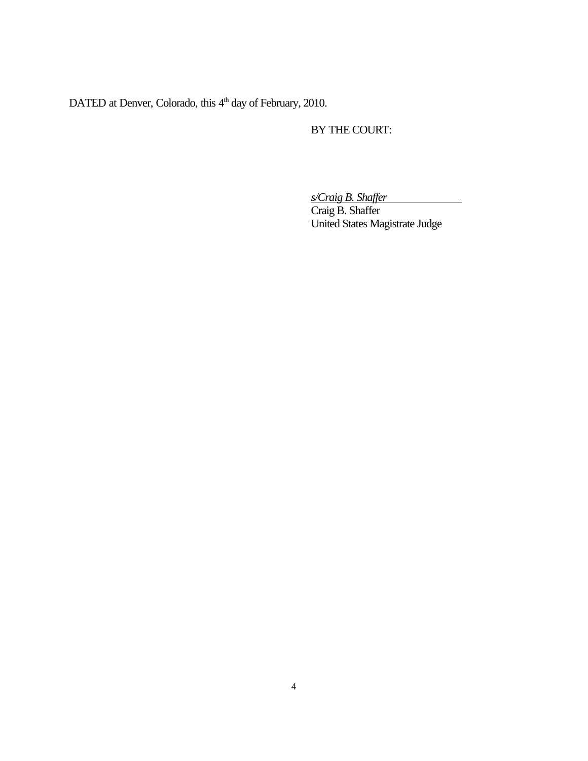DATED at Denver, Colorado, this 4th day of February, 2010.

BY THE COURT:

*s/Craig B. Shaffer*
Craig B. Shaffer
United States Magistrate Judge